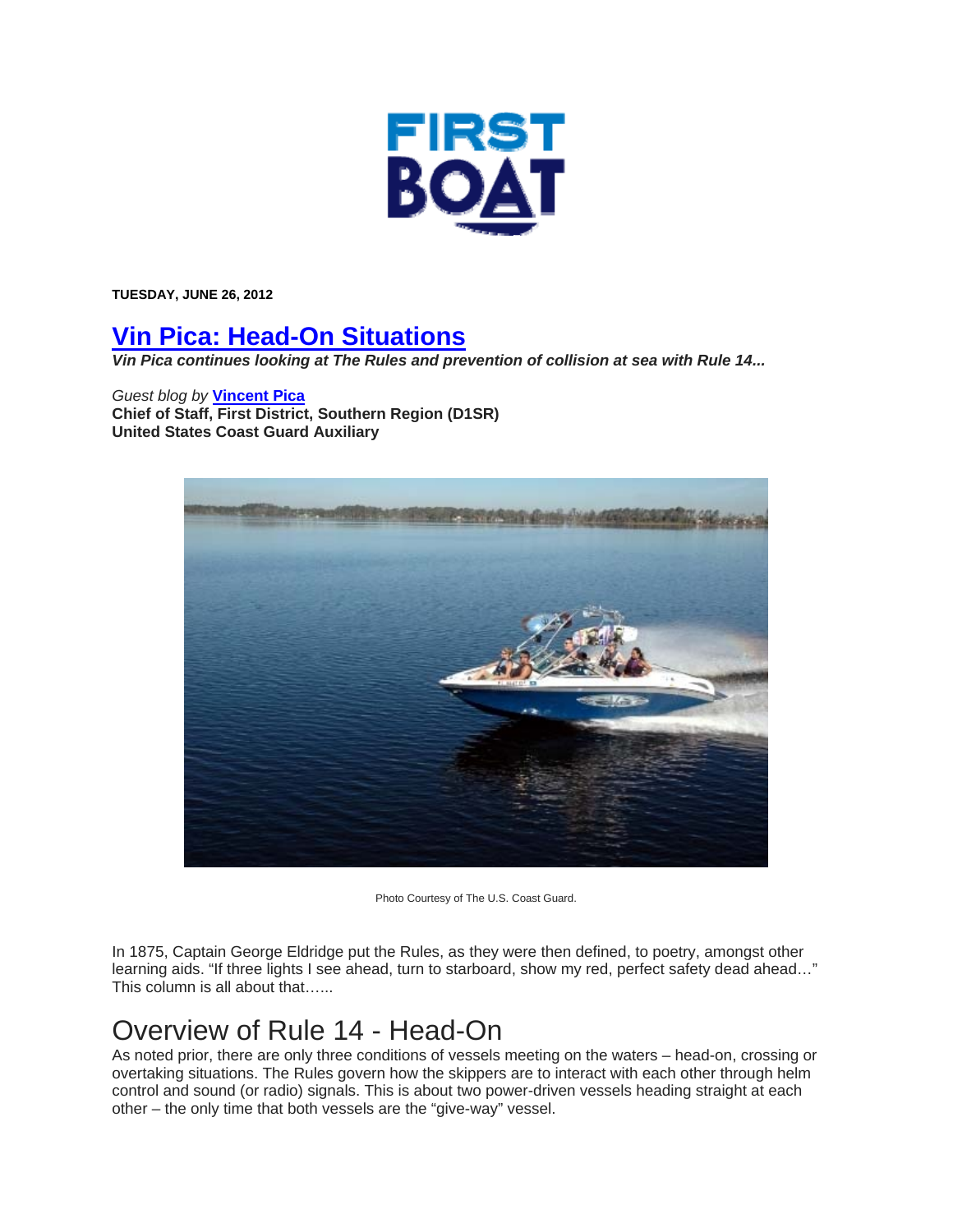TUESDAY, JUNE 26, 2012

# Vin Pica: Head-On Situations

***Vin Pica continues looking at The Rules and prevention of collision at sea with Rule 14...***

*Guest blog by* **Vincent Pica**
**Chief of Staff, First District, Southern Region (D1SR)**
**United States Coast Guard Auxiliary**

Photo Courtesy of The U.S. Coast Guard.

In 1875, Captain George Eldridge put the Rules, as they were then defined, to poetry, amongst other learning aids. "If three lights I see ahead, turn to starboard, show my red, perfect safety dead ahead…" This column is all about that…...

## Overview of Rule 14 - Head-On

As noted prior, there are only three conditions of vessels meeting on the waters – head-on, crossing or overtaking situations. The Rules govern how the skippers are to interact with each other through helm control and sound (or radio) signals. This is about two power-driven vessels heading straight at each other – the only time that both vessels are the "give-way" vessel.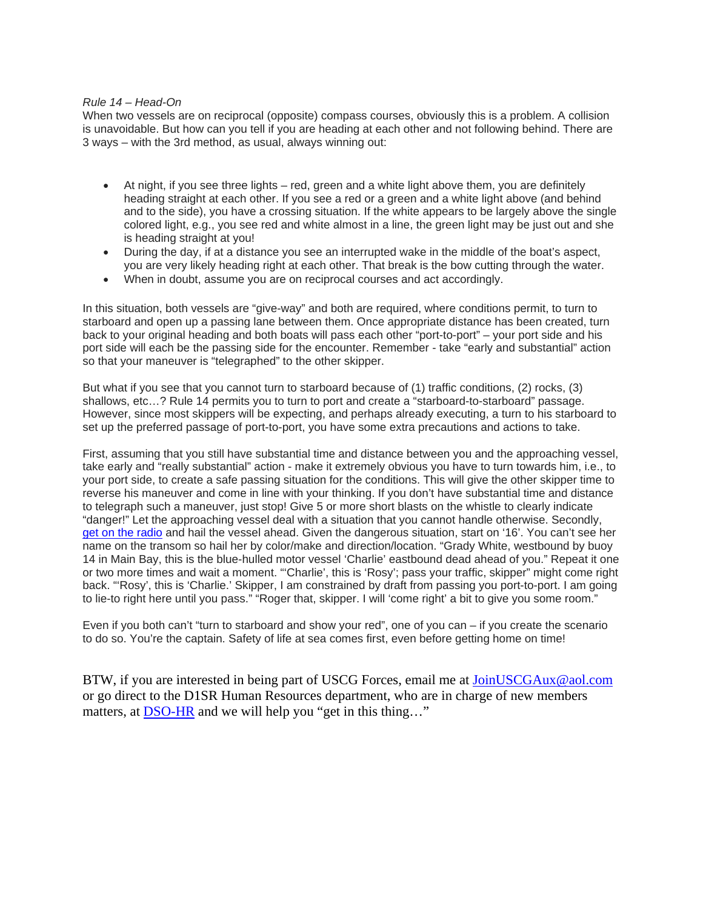*Rule 14 – Head-On*

When two vessels are on reciprocal (opposite) compass courses, obviously this is a problem. A collision is unavoidable. But how can you tell if you are heading at each other and not following behind. There are 3 ways – with the 3rd method, as usual, always winning out:

- At night, if you see three lights – red, green and a white light above them, you are definitely heading straight at each other. If you see a red or a green and a white light above (and behind and to the side), you have a crossing situation. If the white appears to be largely above the single colored light, e.g., you see red and white almost in a line, the green light may be just out and she is heading straight at you!
- During the day, if at a distance you see an interrupted wake in the middle of the boat's aspect, you are very likely heading right at each other. That break is the bow cutting through the water.
- When in doubt, assume you are on reciprocal courses and act accordingly.

In this situation, both vessels are "give-way" and both are required, where conditions permit, to turn to starboard and open up a passing lane between them. Once appropriate distance has been created, turn back to your original heading and both boats will pass each other "port-to-port" – your port side and his port side will each be the passing side for the encounter. Remember - take "early and substantial" action so that your maneuver is "telegraphed" to the other skipper.

But what if you see that you cannot turn to starboard because of (1) traffic conditions, (2) rocks, (3) shallows, etc…? Rule 14 permits you to turn to port and create a "starboard-to-starboard" passage. However, since most skippers will be expecting, and perhaps already executing, a turn to his starboard to set up the preferred passage of port-to-port, you have some extra precautions and actions to take.

First, assuming that you still have substantial time and distance between you and the approaching vessel, take early and "really substantial" action - make it extremely obvious you have to turn towards him, i.e., to your port side, to create a safe passing situation for the conditions. This will give the other skipper time to reverse his maneuver and come in line with your thinking. If you don't have substantial time and distance to telegraph such a maneuver, just stop! Give 5 or more short blasts on the whistle to clearly indicate "danger!" Let the approaching vessel deal with a situation that you cannot handle otherwise. Secondly, [get on the radio]() and hail the vessel ahead. Given the dangerous situation, start on '16'. You can't see her name on the transom so hail her by color/make and direction/location. "Grady White, westbound by buoy 14 in Main Bay, this is the blue-hulled motor vessel 'Charlie' eastbound dead ahead of you." Repeat it one or two more times and wait a moment. "'Charlie', this is 'Rosy'; pass your traffic, skipper" might come right back. "'Rosy', this is 'Charlie.' Skipper, I am constrained by draft from passing you port-to-port. I am going to lie-to right here until you pass." "Roger that, skipper. I will 'come right' a bit to give you some room."

Even if you both can't "turn to starboard and show your red", one of you can – if you create the scenario to do so. You're the captain. Safety of life at sea comes first, even before getting home on time!

BTW, if you are interested in being part of USCG Forces, email me at [JoinUSCGAux@aol.com](mailto:JoinUSCGAux@aol.com) or go direct to the D1SR Human Resources department, who are in charge of new members matters, at [DSO-HR]() and we will help you "get in this thing…"